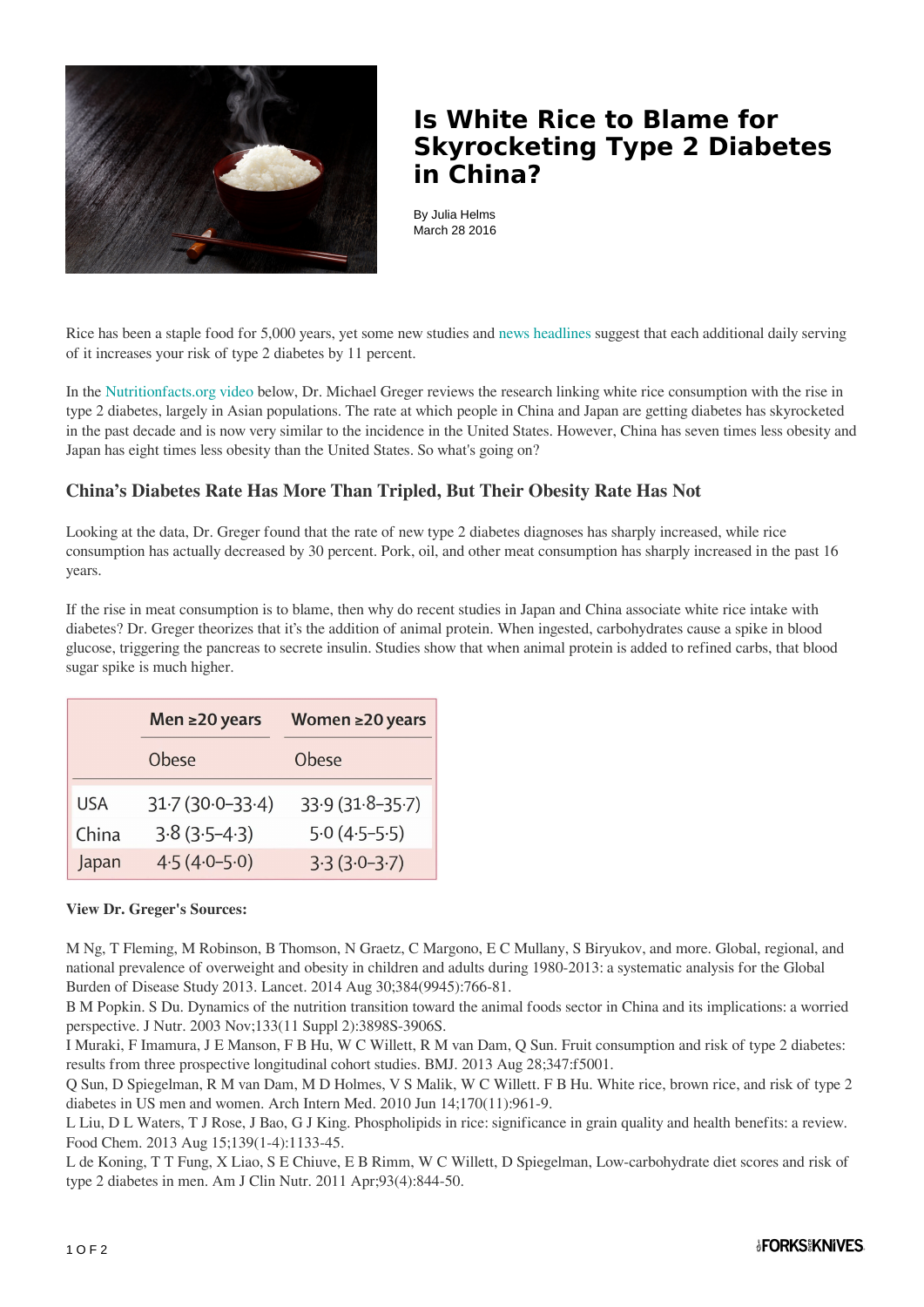# Is White Rice to Blame for Skyrocketing Type 2 Diabetes in China?

By Julia Helms
March 28 2016

Rice has been a staple food for 5,000 years, yet some new studies and news headlines suggest that each additional daily serving of it increases your risk of type 2 diabetes by 11 percent.

In the Nutritionfacts.org video below, Dr. Michael Greger reviews the research linking white rice consumption with the rise in type 2 diabetes, largely in Asian populations. The rate at which people in China and Japan are getting diabetes has skyrocketed in the past decade and is now very similar to the incidence in the United States. However, China has seven times less obesity and Japan has eight times less obesity than the United States. So what's going on?

## China's Diabetes Rate Has More Than Tripled, But Their Obesity Rate Has Not

Looking at the data, Dr. Greger found that the rate of new type 2 diabetes diagnoses has sharply increased, while rice consumption has actually decreased by 30 percent. Pork, oil, and other meat consumption has sharply increased in the past 16 years.

If the rise in meat consumption is to blame, then why do recent studies in Japan and China associate white rice intake with diabetes? Dr. Greger theorizes that it's the addition of animal protein. When ingested, carbohydrates cause a spike in blood glucose, triggering the pancreas to secrete insulin. Studies show that when animal protein is added to refined carbs, that blood sugar spike is much higher.

| | Men ≥20 years | Women ≥20 years |
|---|---|---|
| | Obese | Obese |
| USA | 31·7 (30·0–33·4) | 33·9 (31·8–35·7) |
| China | 3·8 (3·5–4·3) | 5·0 (4·5–5·5) |
| Japan | 4·5 (4·0–5·0) | 3·3 (3·0–3·7) |

**View Dr. Greger's Sources:**

M Ng, T Fleming, M Robinson, B Thomson, N Graetz, C Margono, E C Mullany, S Biryukov, and more. Global, regional, and national prevalence of overweight and obesity in children and adults during 1980-2013: a systematic analysis for the Global Burden of Disease Study 2013. Lancet. 2014 Aug 30;384(9945):766-81.

B M Popkin. S Du. Dynamics of the nutrition transition toward the animal foods sector in China and its implications: a worried perspective. J Nutr. 2003 Nov;133(11 Suppl 2):3898S-3906S.

I Muraki, F Imamura, J E Manson, F B Hu, W C Willett, R M van Dam, Q Sun. Fruit consumption and risk of type 2 diabetes: results from three prospective longitudinal cohort studies. BMJ. 2013 Aug 28;347:f5001.

Q Sun, D Spiegelman, R M van Dam, M D Holmes, V S Malik, W C Willett. F B Hu. White rice, brown rice, and risk of type 2 diabetes in US men and women. Arch Intern Med. 2010 Jun 14;170(11):961-9.

L Liu, D L Waters, T J Rose, J Bao, G J King. Phospholipids in rice: significance in grain quality and health benefits: a review. Food Chem. 2013 Aug 15;139(1-4):1133-45.

L de Koning, T T Fung, X Liao, S E Chiuve, E B Rimm, W C Willett, D Spiegelman, Low-carbohydrate diet scores and risk of type 2 diabetes in men. Am J Clin Nutr. 2011 Apr;93(4):844-50.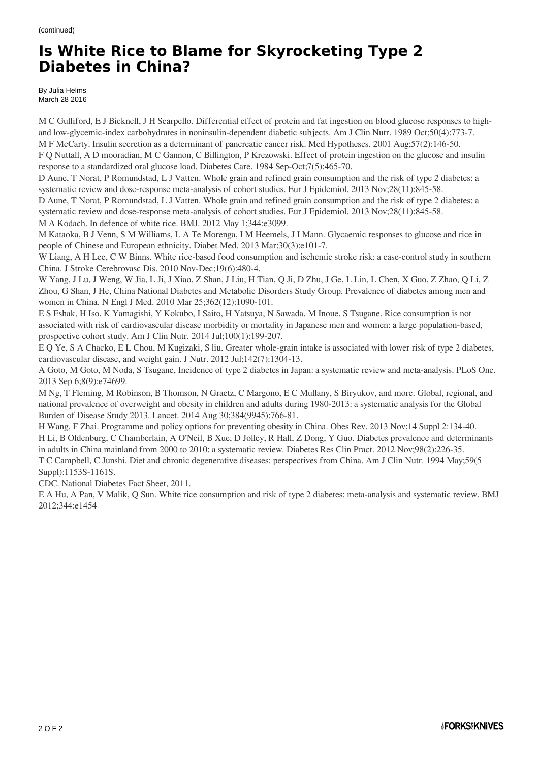(continued)

# Is White Rice to Blame for Skyrocketing Type 2 Diabetes in China?

By Julia Helms
March 28 2016

M C Gulliford, E J Bicknell, J H Scarpello. Differential effect of protein and fat ingestion on blood glucose responses to high- and low-glycemic-index carbohydrates in noninsulin-dependent diabetic subjects. Am J Clin Nutr. 1989 Oct;50(4):773-7.
M F McCarty. Insulin secretion as a determinant of pancreatic cancer risk. Med Hypotheses. 2001 Aug;57(2):146-50.
F Q Nuttall, A D mooradian, M C Gannon, C Billington, P Krezowski. Effect of protein ingestion on the glucose and insulin response to a standardized oral glucose load. Diabetes Care. 1984 Sep-Oct;7(5):465-70.
D Aune, T Norat, P Romundstad, L J Vatten. Whole grain and refined grain consumption and the risk of type 2 diabetes: a systematic review and dose-response meta-analysis of cohort studies. Eur J Epidemiol. 2013 Nov;28(11):845-58.
D Aune, T Norat, P Romundstad, L J Vatten. Whole grain and refined grain consumption and the risk of type 2 diabetes: a systematic review and dose-response meta-analysis of cohort studies. Eur J Epidemiol. 2013 Nov;28(11):845-58.
M A Kodach. In defence of white rice. BMJ. 2012 May 1;344:e3099.
M Kataoka, B J Venn, S M Williams, L A Te Morenga, I M Heemels, J I Mann. Glycaemic responses to glucose and rice in people of Chinese and European ethnicity. Diabet Med. 2013 Mar;30(3):e101-7.
W Liang, A H Lee, C W Binns. White rice-based food consumption and ischemic stroke risk: a case-control study in southern China. J Stroke Cerebrovasc Dis. 2010 Nov-Dec;19(6):480-4.
W Yang, J Lu, J Weng, W Jia, L Ji, J Xiao, Z Shan, J Liu, H Tian, Q Ji, D Zhu, J Ge, L Lin, L Chen, X Guo, Z Zhao, Q Li, Z Zhou, G Shan, J He, China National Diabetes and Metabolic Disorders Study Group. Prevalence of diabetes among men and women in China. N Engl J Med. 2010 Mar 25;362(12):1090-101.
E S Eshak, H Iso, K Yamagishi, Y Kokubo, I Saito, H Yatsuya, N Sawada, M Inoue, S Tsugane. Rice consumption is not associated with risk of cardiovascular disease morbidity or mortality in Japanese men and women: a large population-based, prospective cohort study. Am J Clin Nutr. 2014 Jul;100(1):199-207.
E Q Ye, S A Chacko, E L Chou, M Kugizaki, S liu. Greater whole-grain intake is associated with lower risk of type 2 diabetes, cardiovascular disease, and weight gain. J Nutr. 2012 Jul;142(7):1304-13.
A Goto, M Goto, M Noda, S Tsugane, Incidence of type 2 diabetes in Japan: a systematic review and meta-analysis. PLoS One. 2013 Sep 6;8(9):e74699.
M Ng, T Fleming, M Robinson, B Thomson, N Graetz, C Margono, E C Mullany, S Biryukov, and more. Global, regional, and national prevalence of overweight and obesity in children and adults during 1980-2013: a systematic analysis for the Global Burden of Disease Study 2013. Lancet. 2014 Aug 30;384(9945):766-81.
H Wang, F Zhai. Programme and policy options for preventing obesity in China. Obes Rev. 2013 Nov;14 Suppl 2:134-40.
H Li, B Oldenburg, C Chamberlain, A O'Neil, B Xue, D Jolley, R Hall, Z Dong, Y Guo. Diabetes prevalence and determinants in adults in China mainland from 2000 to 2010: a systematic review. Diabetes Res Clin Pract. 2012 Nov;98(2):226-35.
T C Campbell, C Junshi. Diet and chronic degenerative diseases: perspectives from China. Am J Clin Nutr. 1994 May;59(5 Suppl):1153S-1161S.
CDC. National Diabetes Fact Sheet, 2011.
E A Hu, A Pan, V Malik, Q Sun. White rice consumption and risk of type 2 diabetes: meta-analysis and systematic review. BMJ 2012;344:e1454